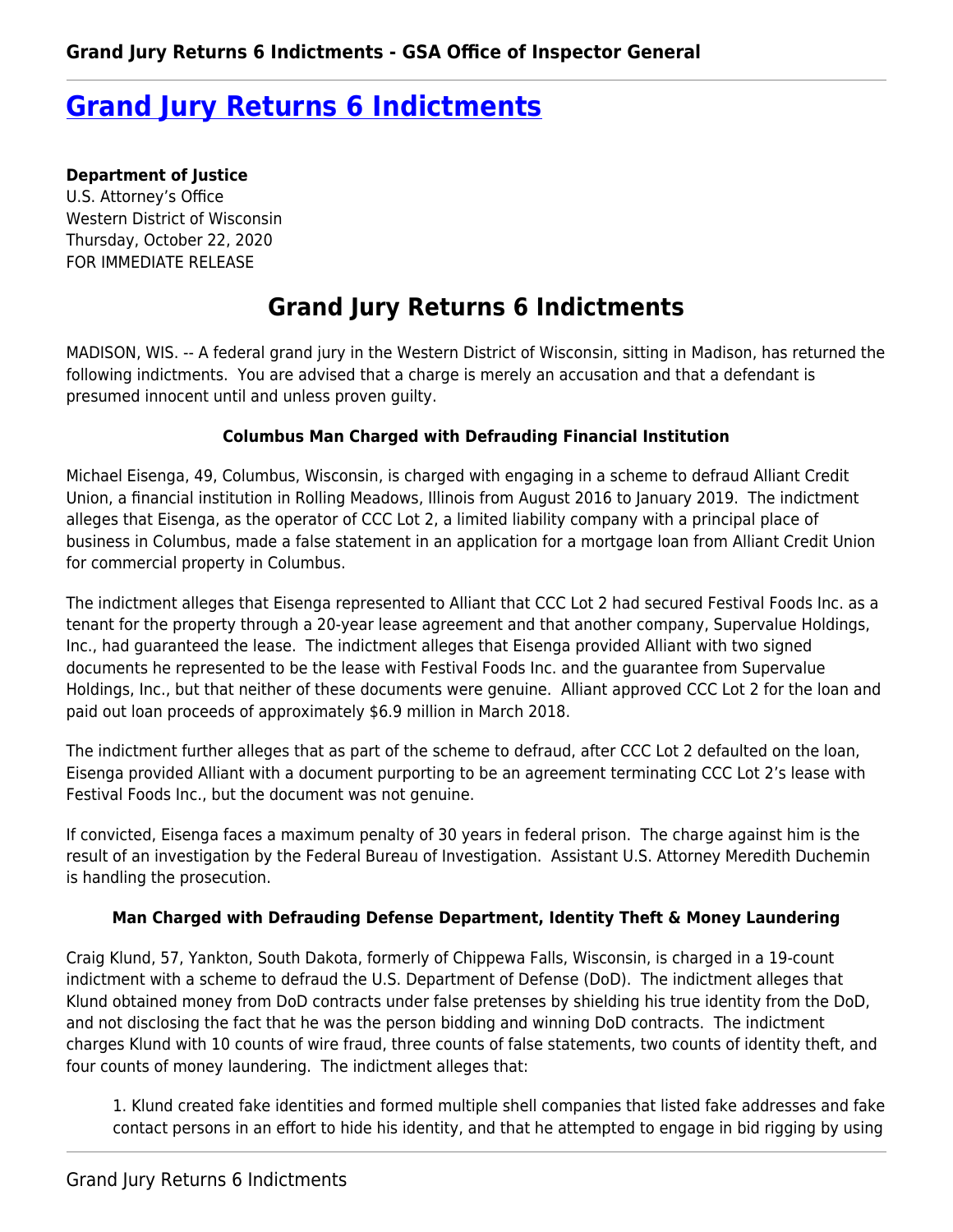# Grand Jury Returns 6 Indictments

**Department of Justice**
U.S. Attorney's Office
Western District of Wisconsin
Thursday, October 22, 2020
FOR IMMEDIATE RELEASE

## Grand Jury Returns 6 Indictments

MADISON, WIS. -- A federal grand jury in the Western District of Wisconsin, sitting in Madison, has returned the following indictments. You are advised that a charge is merely an accusation and that a defendant is presumed innocent until and unless proven guilty.

**Columbus Man Charged with Defrauding Financial Institution**

Michael Eisenga, 49, Columbus, Wisconsin, is charged with engaging in a scheme to defraud Alliant Credit Union, a financial institution in Rolling Meadows, Illinois from August 2016 to January 2019. The indictment alleges that Eisenga, as the operator of CCC Lot 2, a limited liability company with a principal place of business in Columbus, made a false statement in an application for a mortgage loan from Alliant Credit Union for commercial property in Columbus.

The indictment alleges that Eisenga represented to Alliant that CCC Lot 2 had secured Festival Foods Inc. as a tenant for the property through a 20-year lease agreement and that another company, Supervalue Holdings, Inc., had guaranteed the lease. The indictment alleges that Eisenga provided Alliant with two signed documents he represented to be the lease with Festival Foods Inc. and the guarantee from Supervalue Holdings, Inc., but that neither of these documents were genuine. Alliant approved CCC Lot 2 for the loan and paid out loan proceeds of approximately $6.9 million in March 2018.

The indictment further alleges that as part of the scheme to defraud, after CCC Lot 2 defaulted on the loan, Eisenga provided Alliant with a document purporting to be an agreement terminating CCC Lot 2's lease with Festival Foods Inc., but the document was not genuine.

If convicted, Eisenga faces a maximum penalty of 30 years in federal prison. The charge against him is the result of an investigation by the Federal Bureau of Investigation. Assistant U.S. Attorney Meredith Duchemin is handling the prosecution.

**Man Charged with Defrauding Defense Department, Identity Theft & Money Laundering**

Craig Klund, 57, Yankton, South Dakota, formerly of Chippewa Falls, Wisconsin, is charged in a 19-count indictment with a scheme to defraud the U.S. Department of Defense (DoD). The indictment alleges that Klund obtained money from DoD contracts under false pretenses by shielding his true identity from the DoD, and not disclosing the fact that he was the person bidding and winning DoD contracts. The indictment charges Klund with 10 counts of wire fraud, three counts of false statements, two counts of identity theft, and four counts of money laundering. The indictment alleges that:

1. Klund created fake identities and formed multiple shell companies that listed fake addresses and fake contact persons in an effort to hide his identity, and that he attempted to engage in bid rigging by using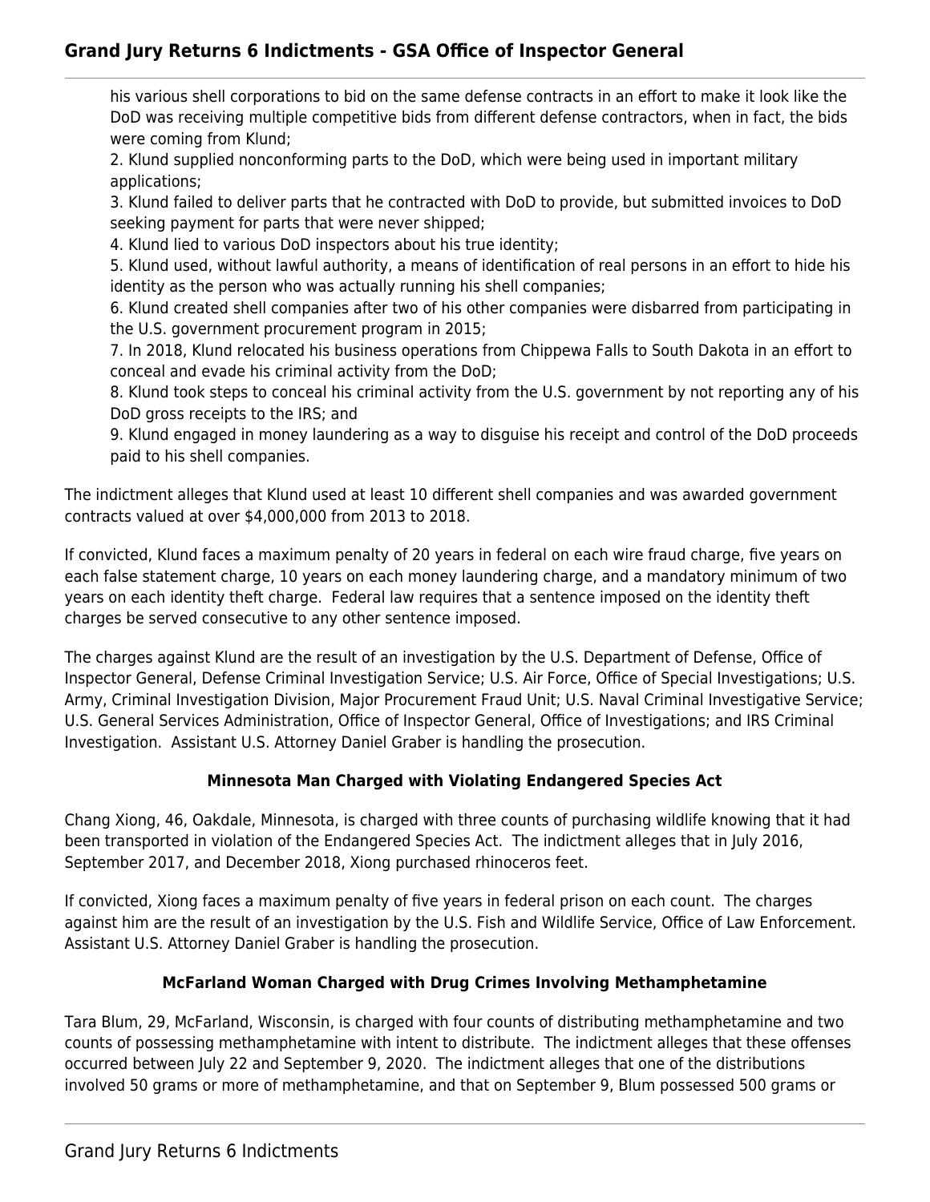his various shell corporations to bid on the same defense contracts in an effort to make it look like the DoD was receiving multiple competitive bids from different defense contractors, when in fact, the bids were coming from Klund;
2. Klund supplied nonconforming parts to the DoD, which were being used in important military applications;
3. Klund failed to deliver parts that he contracted with DoD to provide, but submitted invoices to DoD seeking payment for parts that were never shipped;
4. Klund lied to various DoD inspectors about his true identity;
5. Klund used, without lawful authority, a means of identification of real persons in an effort to hide his identity as the person who was actually running his shell companies;
6. Klund created shell companies after two of his other companies were disbarred from participating in the U.S. government procurement program in 2015;
7. In 2018, Klund relocated his business operations from Chippewa Falls to South Dakota in an effort to conceal and evade his criminal activity from the DoD;
8. Klund took steps to conceal his criminal activity from the U.S. government by not reporting any of his DoD gross receipts to the IRS; and
9. Klund engaged in money laundering as a way to disguise his receipt and control of the DoD proceeds paid to his shell companies.

The indictment alleges that Klund used at least 10 different shell companies and was awarded government contracts valued at over $4,000,000 from 2013 to 2018.

If convicted, Klund faces a maximum penalty of 20 years in federal on each wire fraud charge, five years on each false statement charge, 10 years on each money laundering charge, and a mandatory minimum of two years on each identity theft charge. Federal law requires that a sentence imposed on the identity theft charges be served consecutive to any other sentence imposed.

The charges against Klund are the result of an investigation by the U.S. Department of Defense, Office of Inspector General, Defense Criminal Investigation Service; U.S. Air Force, Office of Special Investigations; U.S. Army, Criminal Investigation Division, Major Procurement Fraud Unit; U.S. Naval Criminal Investigative Service; U.S. General Services Administration, Office of Inspector General, Office of Investigations; and IRS Criminal Investigation. Assistant U.S. Attorney Daniel Graber is handling the prosecution.

**Minnesota Man Charged with Violating Endangered Species Act**

Chang Xiong, 46, Oakdale, Minnesota, is charged with three counts of purchasing wildlife knowing that it had been transported in violation of the Endangered Species Act. The indictment alleges that in July 2016, September 2017, and December 2018, Xiong purchased rhinoceros feet.

If convicted, Xiong faces a maximum penalty of five years in federal prison on each count. The charges against him are the result of an investigation by the U.S. Fish and Wildlife Service, Office of Law Enforcement. Assistant U.S. Attorney Daniel Graber is handling the prosecution.

**McFarland Woman Charged with Drug Crimes Involving Methamphetamine**

Tara Blum, 29, McFarland, Wisconsin, is charged with four counts of distributing methamphetamine and two counts of possessing methamphetamine with intent to distribute. The indictment alleges that these offenses occurred between July 22 and September 9, 2020. The indictment alleges that one of the distributions involved 50 grams or more of methamphetamine, and that on September 9, Blum possessed 500 grams or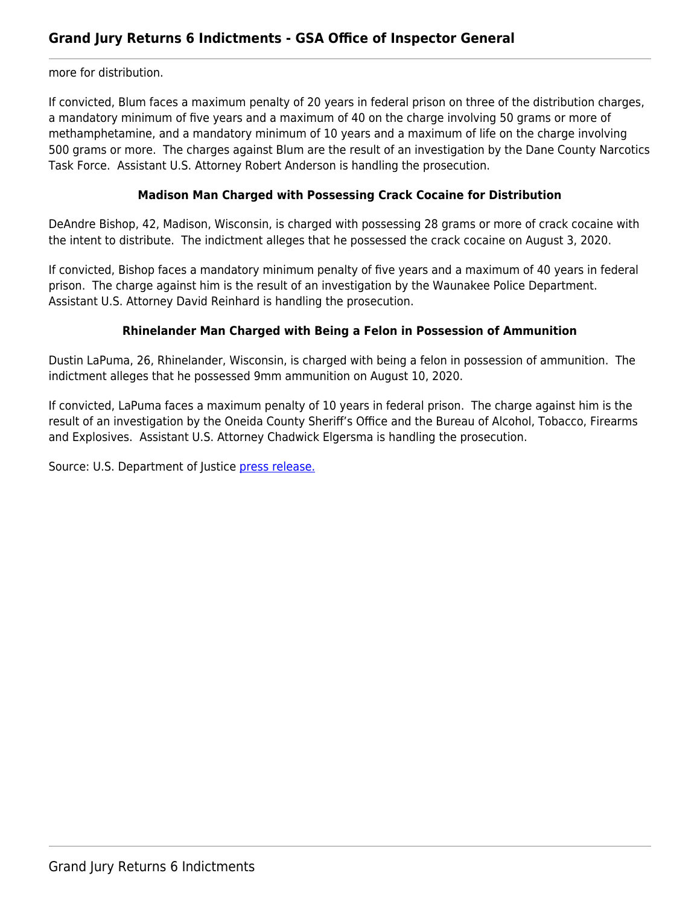more for distribution.

If convicted, Blum faces a maximum penalty of 20 years in federal prison on three of the distribution charges, a mandatory minimum of five years and a maximum of 40 on the charge involving 50 grams or more of methamphetamine, and a mandatory minimum of 10 years and a maximum of life on the charge involving 500 grams or more. The charges against Blum are the result of an investigation by the Dane County Narcotics Task Force. Assistant U.S. Attorney Robert Anderson is handling the prosecution.

**Madison Man Charged with Possessing Crack Cocaine for Distribution**

DeAndre Bishop, 42, Madison, Wisconsin, is charged with possessing 28 grams or more of crack cocaine with the intent to distribute. The indictment alleges that he possessed the crack cocaine on August 3, 2020.

If convicted, Bishop faces a mandatory minimum penalty of five years and a maximum of 40 years in federal prison. The charge against him is the result of an investigation by the Waunakee Police Department. Assistant U.S. Attorney David Reinhard is handling the prosecution.

**Rhinelander Man Charged with Being a Felon in Possession of Ammunition**

Dustin LaPuma, 26, Rhinelander, Wisconsin, is charged with being a felon in possession of ammunition. The indictment alleges that he possessed 9mm ammunition on August 10, 2020.

If convicted, LaPuma faces a maximum penalty of 10 years in federal prison. The charge against him is the result of an investigation by the Oneida County Sheriff's Office and the Bureau of Alcohol, Tobacco, Firearms and Explosives. Assistant U.S. Attorney Chadwick Elgersma is handling the prosecution.

Source: U.S. Department of Justice press release.